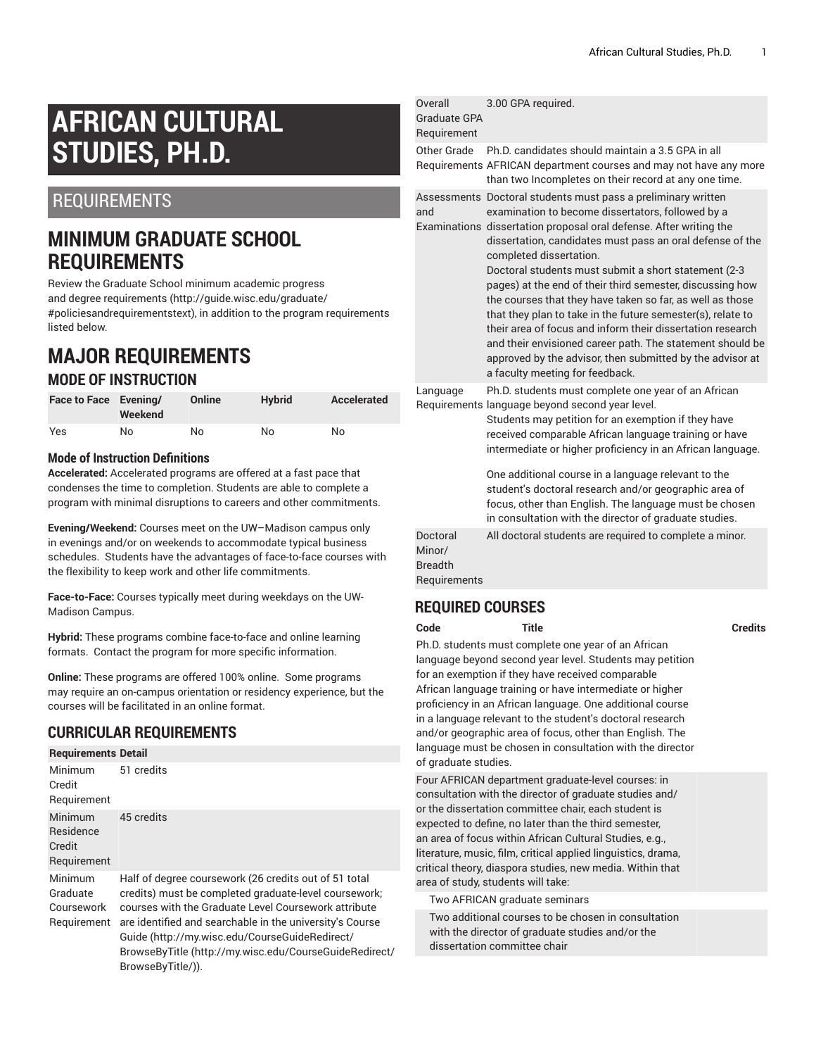# AFRICAN CULTURAL STUDIES, PH.D.

## REQUIREMENTS

## MINIMUM GRADUATE SCHOOL REQUIREMENTS

Review the Graduate School minimum academic progress and degree requirements (http://guide.wisc.edu/graduate/#policiesandrequirementstext), in addition to the program requirements listed below.

## MAJOR REQUIREMENTS

### MODE OF INSTRUCTION

| Face to Face | Evening/ Weekend | Online | Hybrid | Accelerated |
|---|---|---|---|---|
| Yes | No | No | No | No |

#### Mode of Instruction Definitions

**Accelerated:** Accelerated programs are offered at a fast pace that condenses the time to completion. Students are able to complete a program with minimal disruptions to careers and other commitments.

**Evening/Weekend:** Courses meet on the UW–Madison campus only in evenings and/or on weekends to accommodate typical business schedules. Students have the advantages of face-to-face courses with the flexibility to keep work and other life commitments.

**Face-to-Face:** Courses typically meet during weekdays on the UW-Madison Campus.

**Hybrid:** These programs combine face-to-face and online learning formats. Contact the program for more specific information.

**Online:** These programs are offered 100% online. Some programs may require an on-campus orientation or residency experience, but the courses will be facilitated in an online format.

### CURRICULAR REQUIREMENTS

| Requirements | Detail |
|---|---|
| Minimum Credit Requirement | 51 credits |
| Minimum Residence Credit Requirement | 45 credits |
| Minimum Graduate Coursework Requirement | Half of degree coursework (26 credits out of 51 total credits) must be completed graduate-level coursework; courses with the Graduate Level Coursework attribute are identified and searchable in the university's Course Guide (http://my.wisc.edu/CourseGuideRedirect/BrowseByTitle (http://my.wisc.edu/CourseGuideRedirect/BrowseByTitle/)). |
| Overall Graduate GPA Requirement | 3.00 GPA required. |
| Other Grade Requirements | Ph.D. candidates should maintain a 3.5 GPA in all AFRICAN department courses and may not have any more than two Incompletes on their record at any one time. |
| Assessments and Examinations | Doctoral students must pass a preliminary written examination to become dissertators, followed by a dissertation proposal oral defense. After writing the dissertation, candidates must pass an oral defense of the completed dissertation.<br>Doctoral students must submit a short statement (2-3 pages) at the end of their third semester, discussing how the courses that they have taken so far, as well as those that they plan to take in the future semester(s), relate to their area of focus and inform their dissertation research and their envisioned career path. The statement should be approved by the advisor, then submitted by the advisor at a faculty meeting for feedback. |
| Language Requirements | Ph.D. students must complete one year of an African language beyond second year level.<br>Students may petition for an exemption if they have received comparable African language training or have intermediate or higher proficiency in an African language.<br><br>One additional course in a language relevant to the student's doctoral research and/or geographic area of focus, other than English. The language must be chosen in consultation with the director of graduate studies. |
| Doctoral Minor/ Breadth Requirements | All doctoral students are required to complete a minor. |

### REQUIRED COURSES

| Code | Title | Credits |
|---|---|---|
| Ph.D. students must complete one year of an African language beyond second year level. Students may petition for an exemption if they have received comparable African language training or have intermediate or higher proficiency in an African language. One additional course in a language relevant to the student's doctoral research and/or geographic area of focus, other than English. The language must be chosen in consultation with the director of graduate studies. | | |
| Four AFRICAN department graduate-level courses: in consultation with the director of graduate studies and/or the dissertation committee chair, each student is expected to define, no later than the third semester, an area of focus within African Cultural Studies, e.g., literature, music, film, critical applied linguistics, drama, critical theory, diaspora studies, new media. Within that area of study, students will take: | | |
| Two AFRICAN graduate seminars | | |
| Two additional courses to be chosen in consultation with the director of graduate studies and/or the dissertation committee chair | | |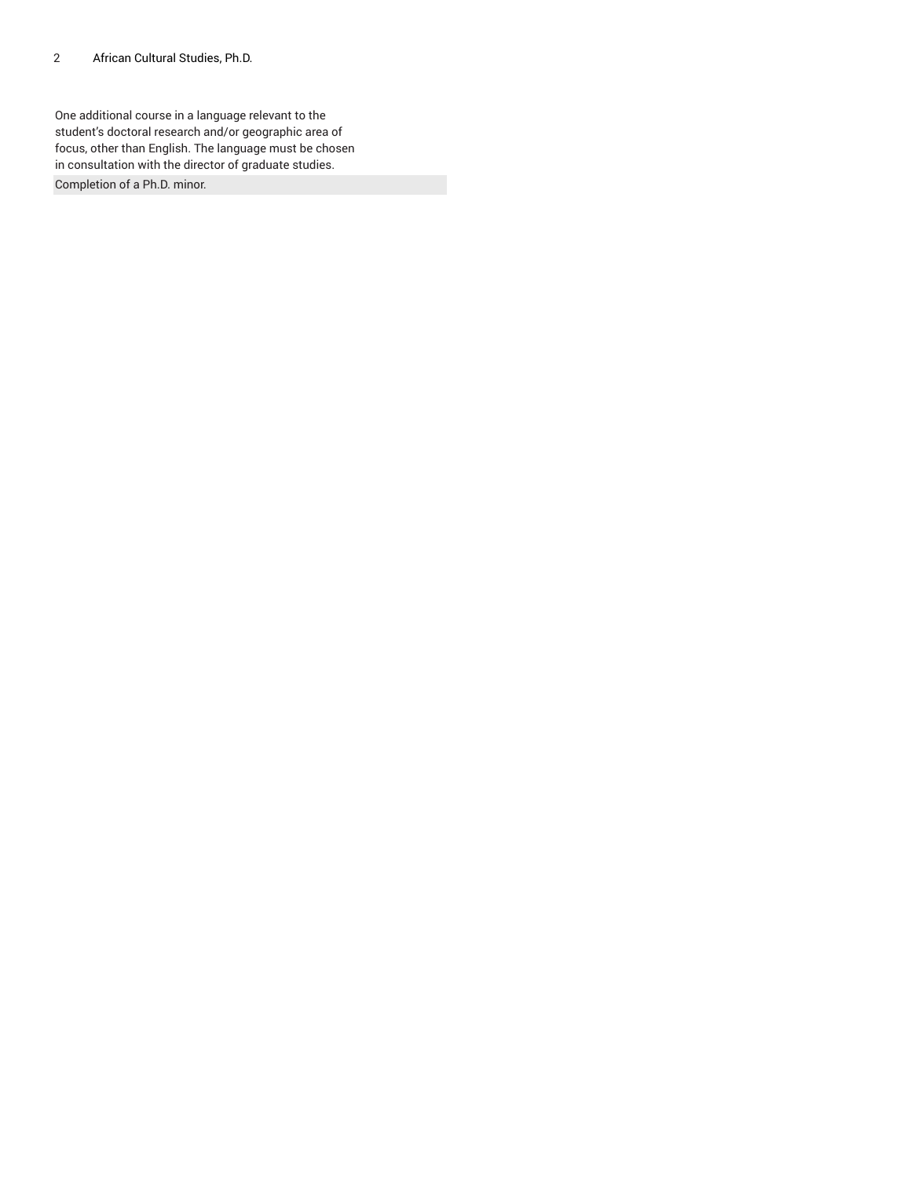| |
|---|
| One additional course in a language relevant to the student's doctoral research and/or geographic area of focus, other than English. The language must be chosen in consultation with the director of graduate studies. |
| Completion of a Ph.D. minor. |